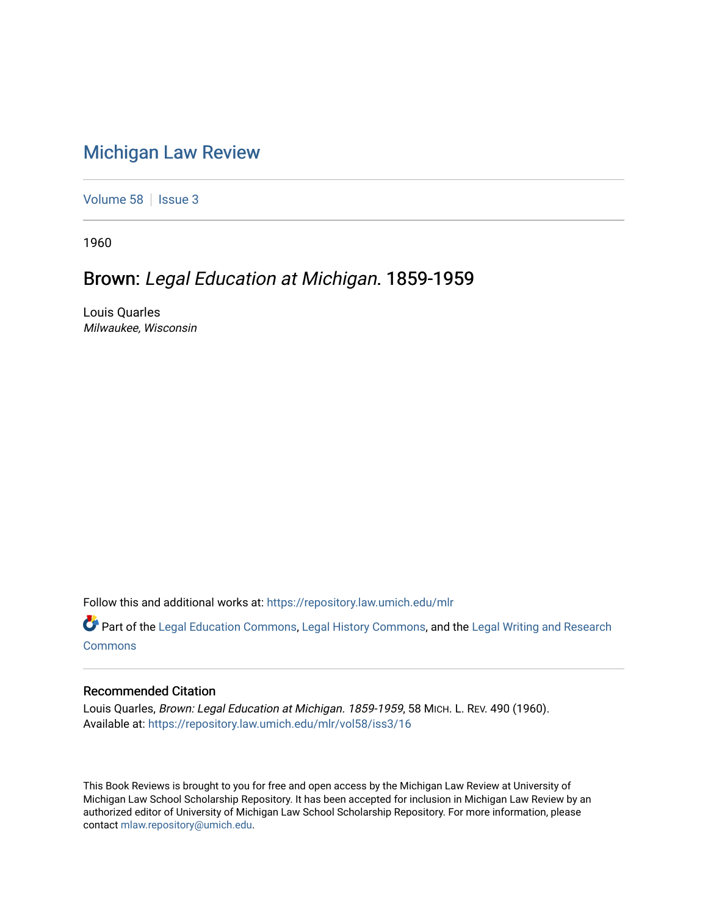# Michigan Law Review

Volume 58 | Issue 3

1960

## Brown: *Legal Education at Michigan*. 1859-1959

Louis Quarles
*Milwaukee, Wisconsin*

Follow this and additional works at: https://repository.law.umich.edu/mlr

Part of the Legal Education Commons, Legal History Commons, and the Legal Writing and Research Commons

### Recommended Citation

Louis Quarles, *Brown: Legal Education at Michigan. 1859-1959*, 58 MICH. L. REV. 490 (1960).
Available at: https://repository.law.umich.edu/mlr/vol58/iss3/16

This Book Reviews is brought to you for free and open access by the Michigan Law Review at University of Michigan Law School Scholarship Repository. It has been accepted for inclusion in Michigan Law Review by an authorized editor of University of Michigan Law School Scholarship Repository. For more information, please contact mlaw.repository@umich.edu.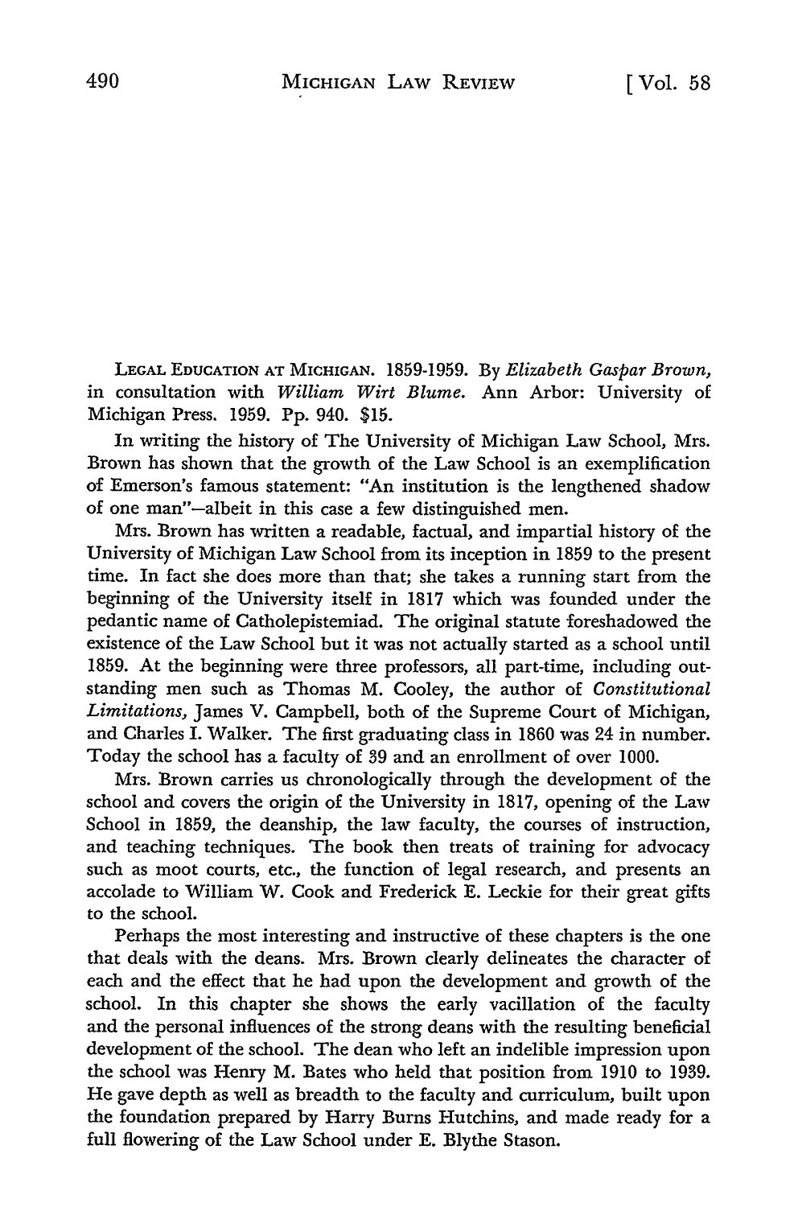LEGAL EDUCATION AT MICHIGAN. 1859-1959. By *Elizabeth Gaspar Brown*, in consultation with *William Wirt Blume*. Ann Arbor: University of Michigan Press. 1959. Pp. 940. $15.

In writing the history of The University of Michigan Law School, Mrs. Brown has shown that the growth of the Law School is an exemplification of Emerson's famous statement: "An institution is the lengthened shadow of one man"—albeit in this case a few distinguished men.

Mrs. Brown has written a readable, factual, and impartial history of the University of Michigan Law School from its inception in 1859 to the present time. In fact she does more than that; she takes a running start from the beginning of the University itself in 1817 which was founded under the pedantic name of Catholepistemiad. The original statute foreshadowed the existence of the Law School but it was not actually started as a school until 1859. At the beginning were three professors, all part-time, including outstanding men such as Thomas M. Cooley, the author of *Constitutional Limitations*, James V. Campbell, both of the Supreme Court of Michigan, and Charles I. Walker. The first graduating class in 1860 was 24 in number. Today the school has a faculty of 39 and an enrollment of over 1000.

Mrs. Brown carries us chronologically through the development of the school and covers the origin of the University in 1817, opening of the Law School in 1859, the deanship, the law faculty, the courses of instruction, and teaching techniques. The book then treats of training for advocacy such as moot courts, etc., the function of legal research, and presents an accolade to William W. Cook and Frederick E. Leckie for their great gifts to the school.

Perhaps the most interesting and instructive of these chapters is the one that deals with the deans. Mrs. Brown clearly delineates the character of each and the effect that he had upon the development and growth of the school. In this chapter she shows the early vacillation of the faculty and the personal influences of the strong deans with the resulting beneficial development of the school. The dean who left an indelible impression upon the school was Henry M. Bates who held that position from 1910 to 1939. He gave depth as well as breadth to the faculty and curriculum, built upon the foundation prepared by Harry Burns Hutchins, and made ready for a full flowering of the Law School under E. Blythe Stason.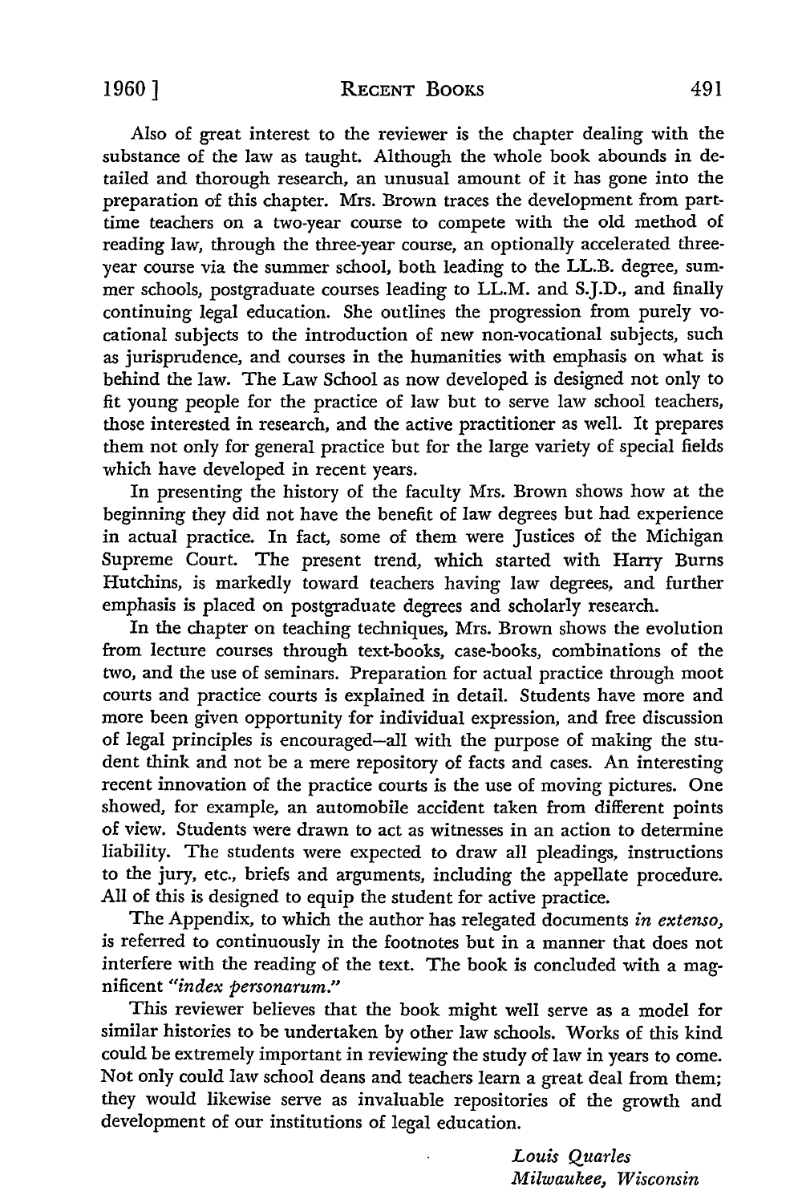Also of great interest to the reviewer is the chapter dealing with the substance of the law as taught. Although the whole book abounds in detailed and thorough research, an unusual amount of it has gone into the preparation of this chapter. Mrs. Brown traces the development from part-time teachers on a two-year course to compete with the old method of reading law, through the three-year course, an optionally accelerated three-year course via the summer school, both leading to the LL.B. degree, summer schools, postgraduate courses leading to LL.M. and S.J.D., and finally continuing legal education. She outlines the progression from purely vocational subjects to the introduction of new non-vocational subjects, such as jurisprudence, and courses in the humanities with emphasis on what is behind the law. The Law School as now developed is designed not only to fit young people for the practice of law but to serve law school teachers, those interested in research, and the active practitioner as well. It prepares them not only for general practice but for the large variety of special fields which have developed in recent years.

In presenting the history of the faculty Mrs. Brown shows how at the beginning they did not have the benefit of law degrees but had experience in actual practice. In fact, some of them were Justices of the Michigan Supreme Court. The present trend, which started with Harry Burns Hutchins, is markedly toward teachers having law degrees, and further emphasis is placed on postgraduate degrees and scholarly research.

In the chapter on teaching techniques, Mrs. Brown shows the evolution from lecture courses through text-books, case-books, combinations of the two, and the use of seminars. Preparation for actual practice through moot courts and practice courts is explained in detail. Students have more and more been given opportunity for individual expression, and free discussion of legal principles is encouraged—all with the purpose of making the student think and not be a mere repository of facts and cases. An interesting recent innovation of the practice courts is the use of moving pictures. One showed, for example, an automobile accident taken from different points of view. Students were drawn to act as witnesses in an action to determine liability. The students were expected to draw all pleadings, instructions to the jury, etc., briefs and arguments, including the appellate procedure. All of this is designed to equip the student for active practice.

The Appendix, to which the author has relegated documents *in extenso*, is referred to continuously in the footnotes but in a manner that does not interfere with the reading of the text. The book is concluded with a magnificent *"index personarum."*

This reviewer believes that the book might well serve as a model for similar histories to be undertaken by other law schools. Works of this kind could be extremely important in reviewing the study of law in years to come. Not only could law school deans and teachers learn a great deal from them; they would likewise serve as invaluable repositories of the growth and development of our institutions of legal education.

*Louis Quarles*
*Milwaukee, Wisconsin*